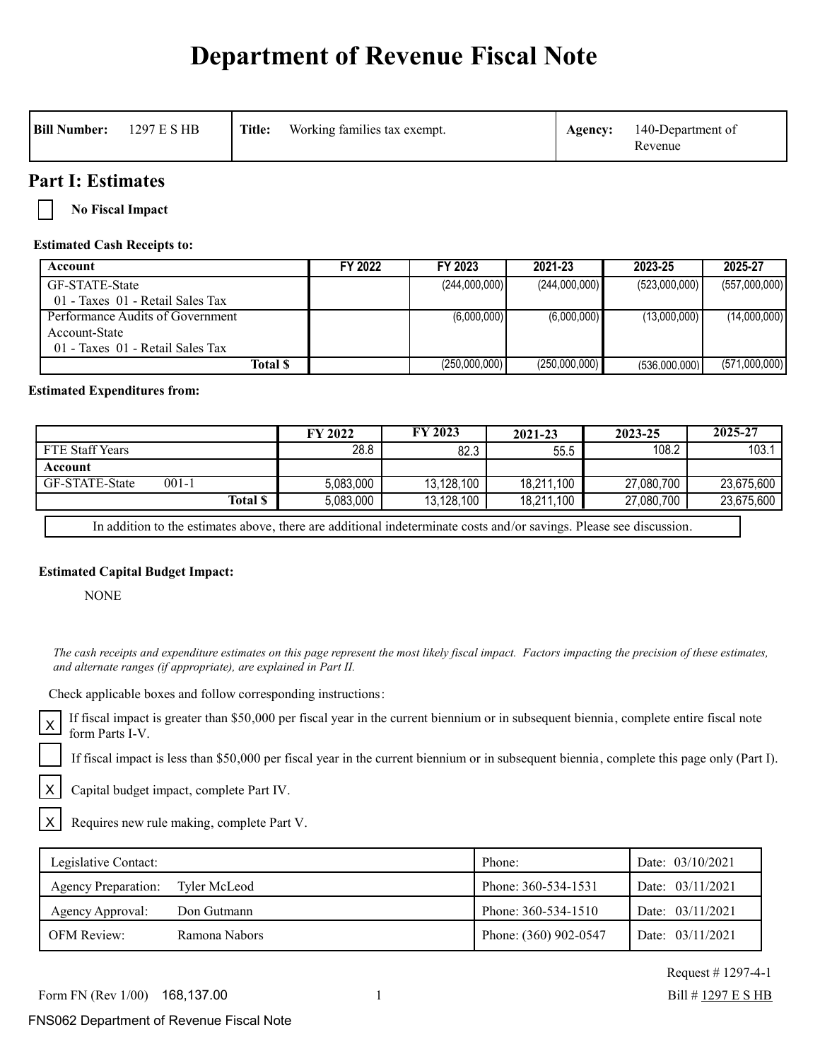# Department of Revenue Fiscal Note

| **Bill Number:** 1297 E S HB | **Title:** Working families tax exempt. | **Agency:** 140-Department of Revenue |
|---|---|---|

## Part I: Estimates

☐ **No Fiscal Impact**

**Estimated Cash Receipts to:**

| Account | FY 2022 | FY 2023 | 2021-23 | 2023-25 | 2025-27 |
|---|---|---|---|---|---|
| GF-STATE-State<br>01 - Taxes 01 - Retail Sales Tax | | (244,000,000) | (244,000,000) | (523,000,000) | (557,000,000) |
| Performance Audits of Government Account-State<br>01 - Taxes 01 - Retail Sales Tax | | (6,000,000) | (6,000,000) | (13,000,000) | (14,000,000) |
| **Total $** | | (250,000,000) | (250,000,000) | (536,000,000) | (571,000,000) |

**Estimated Expenditures from:**

| | FY 2022 | FY 2023 | 2021-23 | 2023-25 | 2025-27 |
|---|---|---|---|---|---|
| FTE Staff Years | 28.8 | 82.3 | 55.5 | 108.2 | 103.1 |
| **Account** | | | | | |
| GF-STATE-State 001-1 | 5,083,000 | 13,128,100 | 18,211,100 | 27,080,700 | 23,675,600 |
| **Total $** | 5,083,000 | 13,128,100 | 18,211,100 | 27,080,700 | 23,675,600 |

In addition to the estimates above, there are additional indeterminate costs and/or savings. Please see discussion.

**Estimated Capital Budget Impact:**

NONE

*The cash receipts and expenditure estimates on this page represent the most likely fiscal impact. Factors impacting the precision of these estimates, and alternate ranges (if appropriate), are explained in Part II.*

Check applicable boxes and follow corresponding instructions:

☒ If fiscal impact is greater than $50,000 per fiscal year in the current biennium or in subsequent biennia, complete entire fiscal note form Parts I-V.

☐ If fiscal impact is less than $50,000 per fiscal year in the current biennium or in subsequent biennia, complete this page only (Part I).

☒ Capital budget impact, complete Part IV.

☒ Requires new rule making, complete Part V.

| | | |
|---|---|---|
| Legislative Contact: | Phone: | Date: 03/10/2021 |
| Agency Preparation: Tyler McLeod | Phone: 360-534-1531 | Date: 03/11/2021 |
| Agency Approval: Don Gutmann | Phone: 360-534-1510 | Date: 03/11/2021 |
| OFM Review: Ramona Nabors | Phone: (360) 902-0547 | Date: 03/11/2021 |

Request # 1297-4-1

Form FN (Rev 1/00) 168,137.00

Bill # 1297 E S HB

FNS062 Department of Revenue Fiscal Note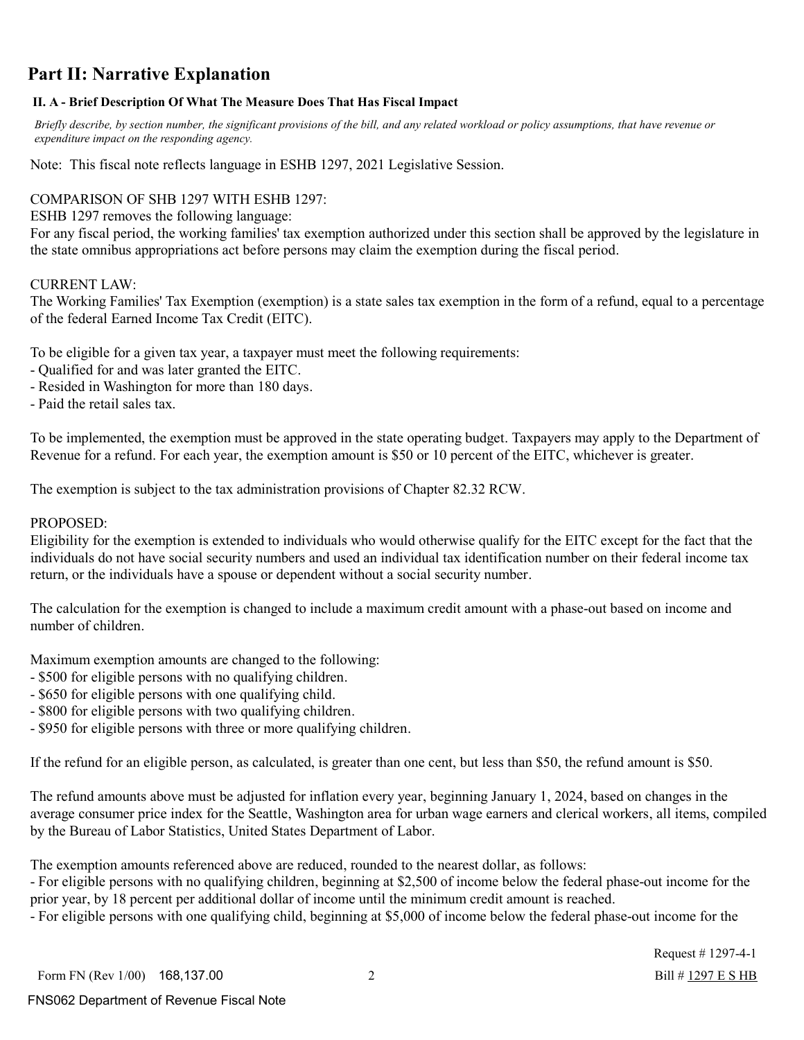# Part II: Narrative Explanation

### II. A - Brief Description Of What The Measure Does That Has Fiscal Impact

*Briefly describe, by section number, the significant provisions of the bill, and any related workload or policy assumptions, that have revenue or expenditure impact on the responding agency.*

Note: This fiscal note reflects language in ESHB 1297, 2021 Legislative Session.

COMPARISON OF SHB 1297 WITH ESHB 1297:

ESHB 1297 removes the following language:

For any fiscal period, the working families' tax exemption authorized under this section shall be approved by the legislature in the state omnibus appropriations act before persons may claim the exemption during the fiscal period.

CURRENT LAW:

The Working Families' Tax Exemption (exemption) is a state sales tax exemption in the form of a refund, equal to a percentage of the federal Earned Income Tax Credit (EITC).

To be eligible for a given tax year, a taxpayer must meet the following requirements:

- Qualified for and was later granted the EITC.
- Resided in Washington for more than 180 days.
- Paid the retail sales tax.

To be implemented, the exemption must be approved in the state operating budget. Taxpayers may apply to the Department of Revenue for a refund. For each year, the exemption amount is $50 or 10 percent of the EITC, whichever is greater.

The exemption is subject to the tax administration provisions of Chapter 82.32 RCW.

PROPOSED:

Eligibility for the exemption is extended to individuals who would otherwise qualify for the EITC except for the fact that the individuals do not have social security numbers and used an individual tax identification number on their federal income tax return, or the individuals have a spouse or dependent without a social security number.

The calculation for the exemption is changed to include a maximum credit amount with a phase-out based on income and number of children.

Maximum exemption amounts are changed to the following:

- $500 for eligible persons with no qualifying children.
- $650 for eligible persons with one qualifying child.
- $800 for eligible persons with two qualifying children.
- $950 for eligible persons with three or more qualifying children.

If the refund for an eligible person, as calculated, is greater than one cent, but less than $50, the refund amount is $50.

The refund amounts above must be adjusted for inflation every year, beginning January 1, 2024, based on changes in the average consumer price index for the Seattle, Washington area for urban wage earners and clerical workers, all items, compiled by the Bureau of Labor Statistics, United States Department of Labor.

The exemption amounts referenced above are reduced, rounded to the nearest dollar, as follows:

- For eligible persons with no qualifying children, beginning at $2,500 of income below the federal phase-out income for the prior year, by 18 percent per additional dollar of income until the minimum credit amount is reached.
- For eligible persons with one qualifying child, beginning at $5,000 of income below the federal phase-out income for the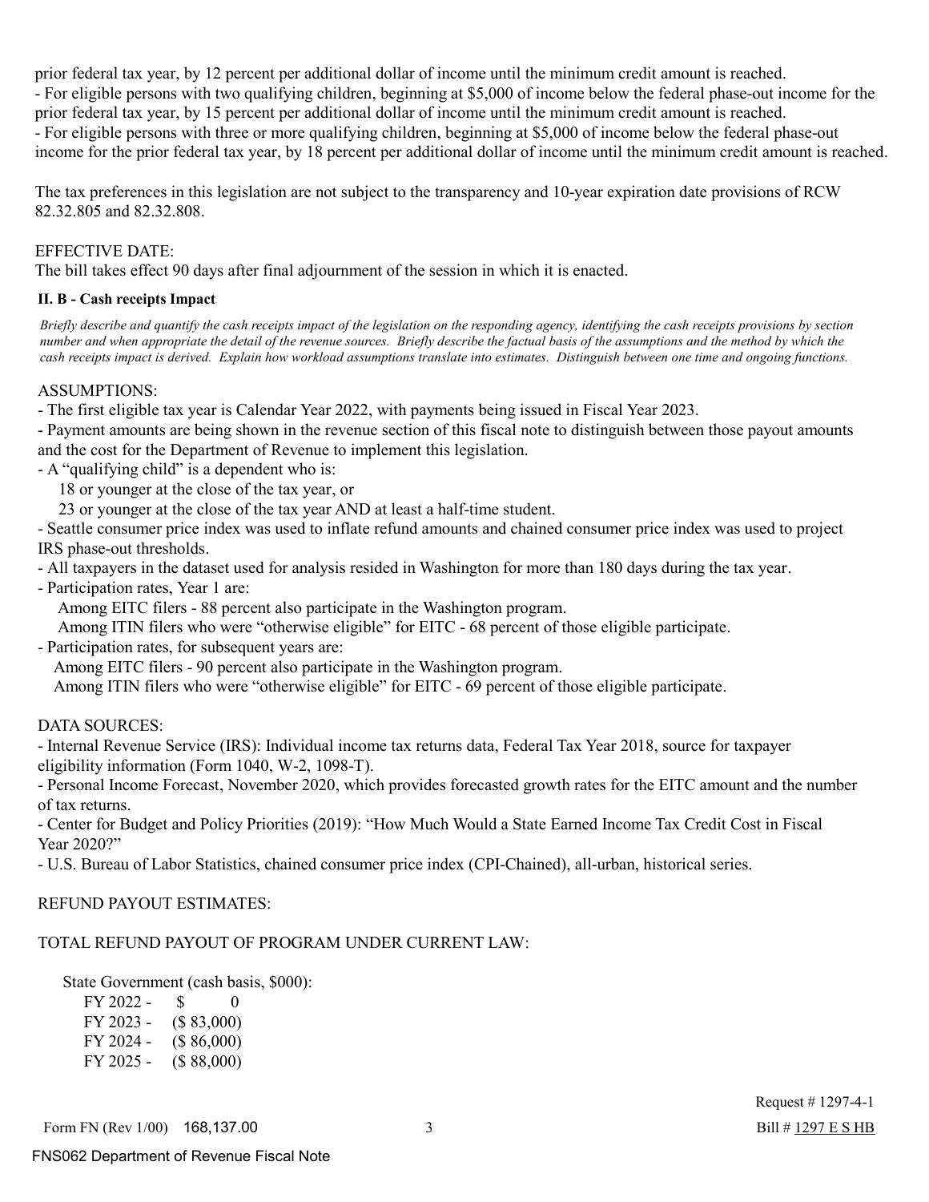prior federal tax year, by 12 percent per additional dollar of income until the minimum credit amount is reached.
- For eligible persons with two qualifying children, beginning at $5,000 of income below the federal phase-out income for the prior federal tax year, by 15 percent per additional dollar of income until the minimum credit amount is reached.
- For eligible persons with three or more qualifying children, beginning at $5,000 of income below the federal phase-out income for the prior federal tax year, by 18 percent per additional dollar of income until the minimum credit amount is reached.

The tax preferences in this legislation are not subject to the transparency and 10-year expiration date provisions of RCW 82.32.805 and 82.32.808.

EFFECTIVE DATE:
The bill takes effect 90 days after final adjournment of the session in which it is enacted.

**II. B - Cash receipts Impact**

*Briefly describe and quantify the cash receipts impact of the legislation on the responding agency, identifying the cash receipts provisions by section number and when appropriate the detail of the revenue sources. Briefly describe the factual basis of the assumptions and the method by which the cash receipts impact is derived. Explain how workload assumptions translate into estimates. Distinguish between one time and ongoing functions.*

ASSUMPTIONS:
- The first eligible tax year is Calendar Year 2022, with payments being issued in Fiscal Year 2023.
- Payment amounts are being shown in the revenue section of this fiscal note to distinguish between those payout amounts and the cost for the Department of Revenue to implement this legislation.
- A "qualifying child" is a dependent who is:
  18 or younger at the close of the tax year, or
  23 or younger at the close of the tax year AND at least a half-time student.
- Seattle consumer price index was used to inflate refund amounts and chained consumer price index was used to project IRS phase-out thresholds.
- All taxpayers in the dataset used for analysis resided in Washington for more than 180 days during the tax year.
- Participation rates, Year 1 are:
  Among EITC filers - 88 percent also participate in the Washington program.
  Among ITIN filers who were "otherwise eligible" for EITC - 68 percent of those eligible participate.
- Participation rates, for subsequent years are:
  Among EITC filers - 90 percent also participate in the Washington program.
  Among ITIN filers who were "otherwise eligible" for EITC - 69 percent of those eligible participate.

DATA SOURCES:
- Internal Revenue Service (IRS): Individual income tax returns data, Federal Tax Year 2018, source for taxpayer eligibility information (Form 1040, W-2, 1098-T).
- Personal Income Forecast, November 2020, which provides forecasted growth rates for the EITC amount and the number of tax returns.
- Center for Budget and Policy Priorities (2019): "How Much Would a State Earned Income Tax Credit Cost in Fiscal Year 2020?"
- U.S. Bureau of Labor Statistics, chained consumer price index (CPI-Chained), all-urban, historical series.

REFUND PAYOUT ESTIMATES:

TOTAL REFUND PAYOUT OF PROGRAM UNDER CURRENT LAW:

State Government (cash basis, $000):

FY 2022 - $ 0
FY 2023 - ($ 83,000)
FY 2024 - ($ 86,000)
FY 2025 - ($ 88,000)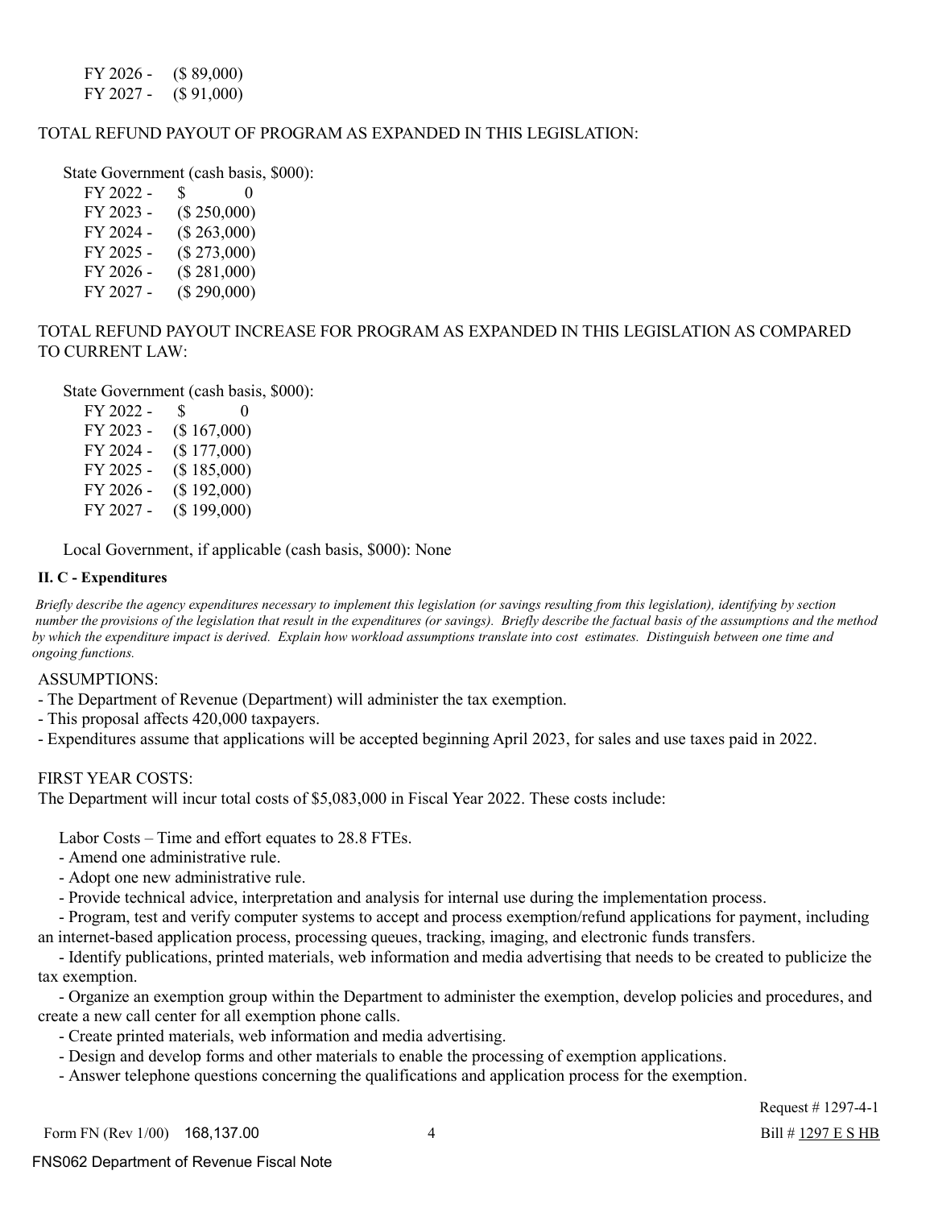FY 2026 - ($ 89,000)
FY 2027 - ($ 91,000)

TOTAL REFUND PAYOUT OF PROGRAM AS EXPANDED IN THIS LEGISLATION:

State Government (cash basis, $000):

| | |
|---|---|
| FY 2022 - | $ 0 |
| FY 2023 - | ($ 250,000) |
| FY 2024 - | ($ 263,000) |
| FY 2025 - | ($ 273,000) |
| FY 2026 - | ($ 281,000) |
| FY 2027 - | ($ 290,000) |

TOTAL REFUND PAYOUT INCREASE FOR PROGRAM AS EXPANDED IN THIS LEGISLATION AS COMPARED TO CURRENT LAW:

State Government (cash basis, $000):

| | |
|---|---|
| FY 2022 - | $ 0 |
| FY 2023 - | ($ 167,000) |
| FY 2024 - | ($ 177,000) |
| FY 2025 - | ($ 185,000) |
| FY 2026 - | ($ 192,000) |
| FY 2027 - | ($ 199,000) |

Local Government, if applicable (cash basis, $000): None

**II. C - Expenditures**

*Briefly describe the agency expenditures necessary to implement this legislation (or savings resulting from this legislation), identifying by section number the provisions of the legislation that result in the expenditures (or savings). Briefly describe the factual basis of the assumptions and the method by which the expenditure impact is derived. Explain how workload assumptions translate into cost estimates. Distinguish between one time and ongoing functions.*

ASSUMPTIONS:

- The Department of Revenue (Department) will administer the tax exemption.
- This proposal affects 420,000 taxpayers.
- Expenditures assume that applications will be accepted beginning April 2023, for sales and use taxes paid in 2022.

FIRST YEAR COSTS:
The Department will incur total costs of $5,083,000 in Fiscal Year 2022. These costs include:

Labor Costs – Time and effort equates to 28.8 FTEs.

- Amend one administrative rule.
- Adopt one new administrative rule.
- Provide technical advice, interpretation and analysis for internal use during the implementation process.
- Program, test and verify computer systems to accept and process exemption/refund applications for payment, including an internet-based application process, processing queues, tracking, imaging, and electronic funds transfers.
- Identify publications, printed materials, web information and media advertising that needs to be created to publicize the tax exemption.
- Organize an exemption group within the Department to administer the exemption, develop policies and procedures, and create a new call center for all exemption phone calls.
- Create printed materials, web information and media advertising.
- Design and develop forms and other materials to enable the processing of exemption applications.
- Answer telephone questions concerning the qualifications and application process for the exemption.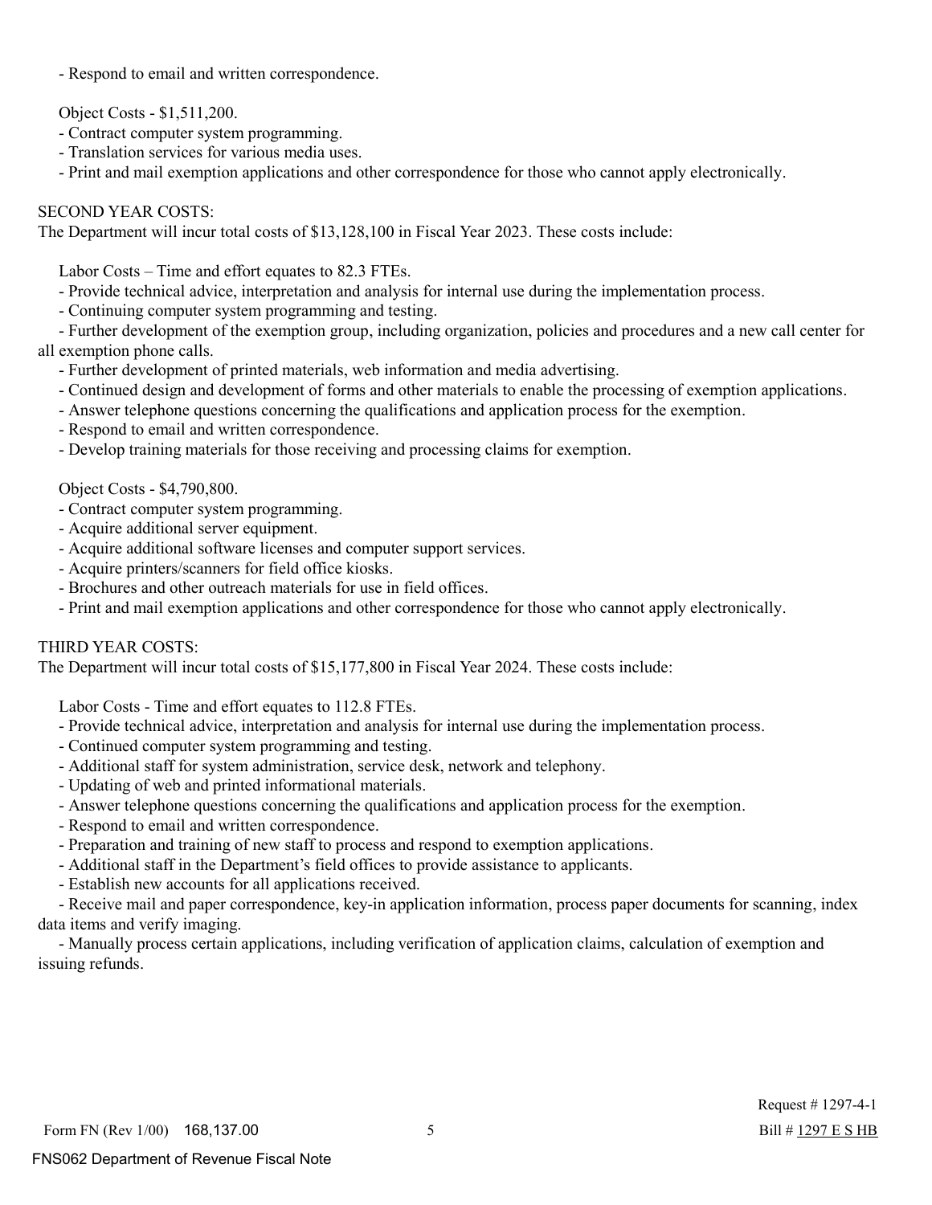- Respond to email and written correspondence.

Object Costs - $1,511,200.

- Contract computer system programming.
- Translation services for various media uses.
- Print and mail exemption applications and other correspondence for those who cannot apply electronically.

SECOND YEAR COSTS:

The Department will incur total costs of $13,128,100 in Fiscal Year 2023. These costs include:

Labor Costs – Time and effort equates to 82.3 FTEs.

- Provide technical advice, interpretation and analysis for internal use during the implementation process.
- Continuing computer system programming and testing.
- Further development of the exemption group, including organization, policies and procedures and a new call center for all exemption phone calls.
- Further development of printed materials, web information and media advertising.
- Continued design and development of forms and other materials to enable the processing of exemption applications.
- Answer telephone questions concerning the qualifications and application process for the exemption.
- Respond to email and written correspondence.
- Develop training materials for those receiving and processing claims for exemption.

Object Costs - $4,790,800.

- Contract computer system programming.
- Acquire additional server equipment.
- Acquire additional software licenses and computer support services.
- Acquire printers/scanners for field office kiosks.
- Brochures and other outreach materials for use in field offices.
- Print and mail exemption applications and other correspondence for those who cannot apply electronically.

THIRD YEAR COSTS:

The Department will incur total costs of $15,177,800 in Fiscal Year 2024. These costs include:

Labor Costs - Time and effort equates to 112.8 FTEs.

- Provide technical advice, interpretation and analysis for internal use during the implementation process.
- Continued computer system programming and testing.
- Additional staff for system administration, service desk, network and telephony.
- Updating of web and printed informational materials.
- Answer telephone questions concerning the qualifications and application process for the exemption.
- Respond to email and written correspondence.
- Preparation and training of new staff to process and respond to exemption applications.
- Additional staff in the Department's field offices to provide assistance to applicants.
- Establish new accounts for all applications received.
- Receive mail and paper correspondence, key-in application information, process paper documents for scanning, index data items and verify imaging.
- Manually process certain applications, including verification of application claims, calculation of exemption and issuing refunds.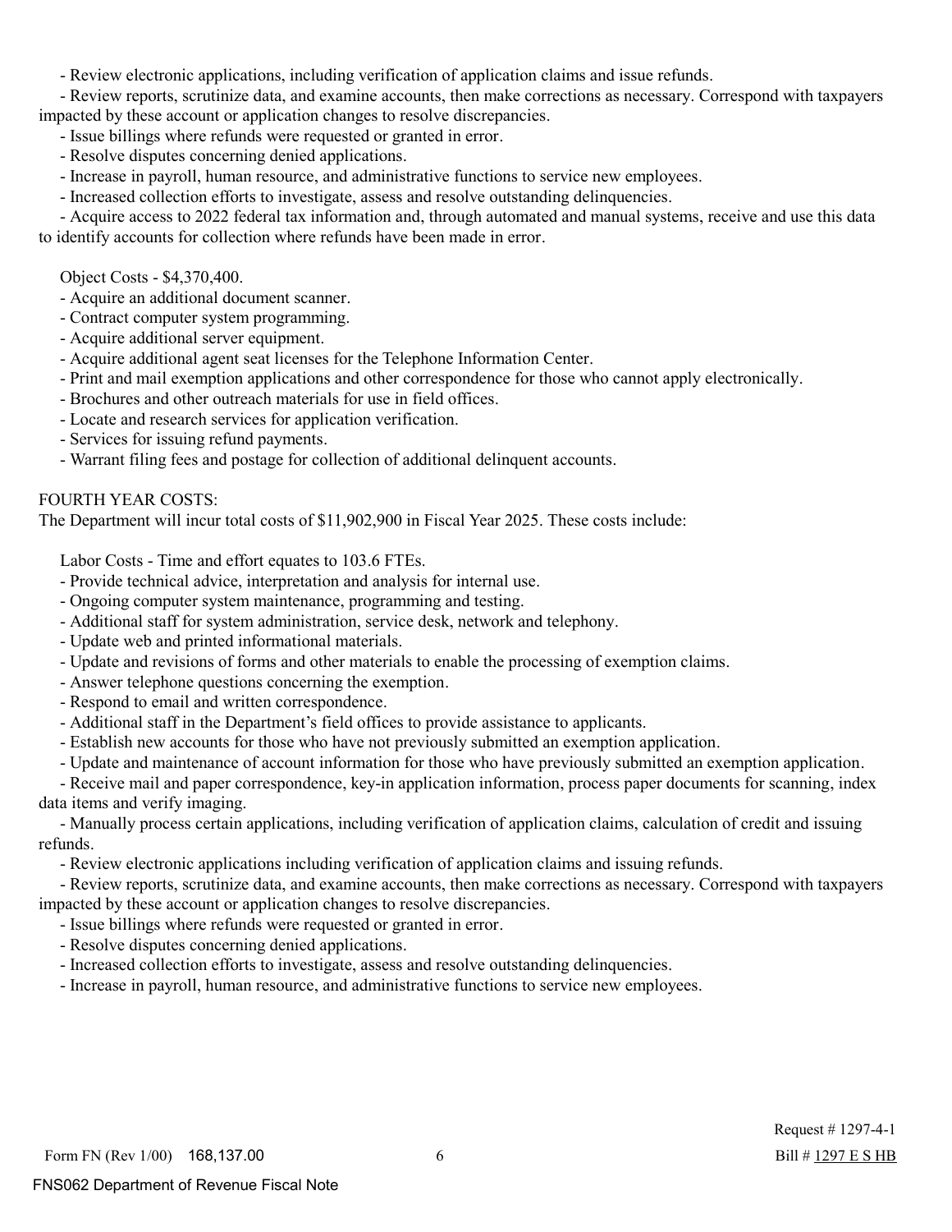- Review electronic applications, including verification of application claims and issue refunds.
- Review reports, scrutinize data, and examine accounts, then make corrections as necessary. Correspond with taxpayers impacted by these account or application changes to resolve discrepancies.
- Issue billings where refunds were requested or granted in error.
- Resolve disputes concerning denied applications.
- Increase in payroll, human resource, and administrative functions to service new employees.
- Increased collection efforts to investigate, assess and resolve outstanding delinquencies.
- Acquire access to 2022 federal tax information and, through automated and manual systems, receive and use this data to identify accounts for collection where refunds have been made in error.

Object Costs - $4,370,400.

- Acquire an additional document scanner.
- Contract computer system programming.
- Acquire additional server equipment.
- Acquire additional agent seat licenses for the Telephone Information Center.
- Print and mail exemption applications and other correspondence for those who cannot apply electronically.
- Brochures and other outreach materials for use in field offices.
- Locate and research services for application verification.
- Services for issuing refund payments.
- Warrant filing fees and postage for collection of additional delinquent accounts.

FOURTH YEAR COSTS:

The Department will incur total costs of $11,902,900 in Fiscal Year 2025. These costs include:

Labor Costs - Time and effort equates to 103.6 FTEs.

- Provide technical advice, interpretation and analysis for internal use.
- Ongoing computer system maintenance, programming and testing.
- Additional staff for system administration, service desk, network and telephony.
- Update web and printed informational materials.
- Update and revisions of forms and other materials to enable the processing of exemption claims.
- Answer telephone questions concerning the exemption.
- Respond to email and written correspondence.
- Additional staff in the Department's field offices to provide assistance to applicants.
- Establish new accounts for those who have not previously submitted an exemption application.
- Update and maintenance of account information for those who have previously submitted an exemption application.
- Receive mail and paper correspondence, key-in application information, process paper documents for scanning, index data items and verify imaging.
- Manually process certain applications, including verification of application claims, calculation of credit and issuing refunds.
- Review electronic applications including verification of application claims and issuing refunds.
- Review reports, scrutinize data, and examine accounts, then make corrections as necessary. Correspond with taxpayers impacted by these account or application changes to resolve discrepancies.
- Issue billings where refunds were requested or granted in error.
- Resolve disputes concerning denied applications.
- Increased collection efforts to investigate, assess and resolve outstanding delinquencies.
- Increase in payroll, human resource, and administrative functions to service new employees.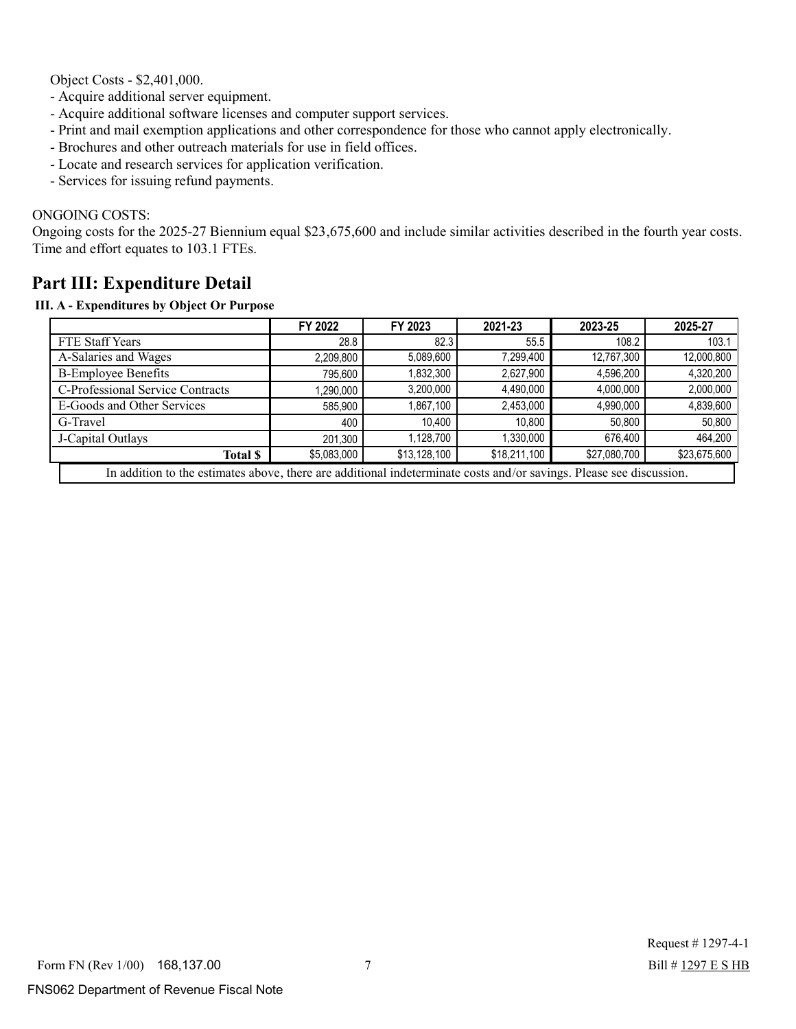Object Costs - $2,401,000.

- Acquire additional server equipment.
- Acquire additional software licenses and computer support services.
- Print and mail exemption applications and other correspondence for those who cannot apply electronically.
- Brochures and other outreach materials for use in field offices.
- Locate and research services for application verification.
- Services for issuing refund payments.

ONGOING COSTS:
Ongoing costs for the 2025-27 Biennium equal $23,675,600 and include similar activities described in the fourth year costs. Time and effort equates to 103.1 FTEs.

## Part III: Expenditure Detail

### III. A - Expenditures by Object Or Purpose

| | FY 2022 | FY 2023 | 2021-23 | 2023-25 | 2025-27 |
|---|---|---|---|---|---|
| FTE Staff Years | 28.8 | 82.3 | 55.5 | 108.2 | 103.1 |
| A-Salaries and Wages | 2,209,800 | 5,089,600 | 7,299,400 | 12,767,300 | 12,000,800 |
| B-Employee Benefits | 795,600 | 1,832,300 | 2,627,900 | 4,596,200 | 4,320,200 |
| C-Professional Service Contracts | 1,290,000 | 3,200,000 | 4,490,000 | 4,000,000 | 2,000,000 |
| E-Goods and Other Services | 585,900 | 1,867,100 | 2,453,000 | 4,990,000 | 4,839,600 |
| G-Travel | 400 | 10,400 | 10,800 | 50,800 | 50,800 |
| J-Capital Outlays | 201,300 | 1,128,700 | 1,330,000 | 676,400 | 464,200 |
| **Total $** | $5,083,000 | $13,128,100 | $18,211,100 | $27,080,700 | $23,675,600 |

In addition to the estimates above, there are additional indeterminate costs and/or savings. Please see discussion.

Request # 1297-4-1

Form FN (Rev 1/00) 168,137.00

Bill # 1297 E S HB

FNS062 Department of Revenue Fiscal Note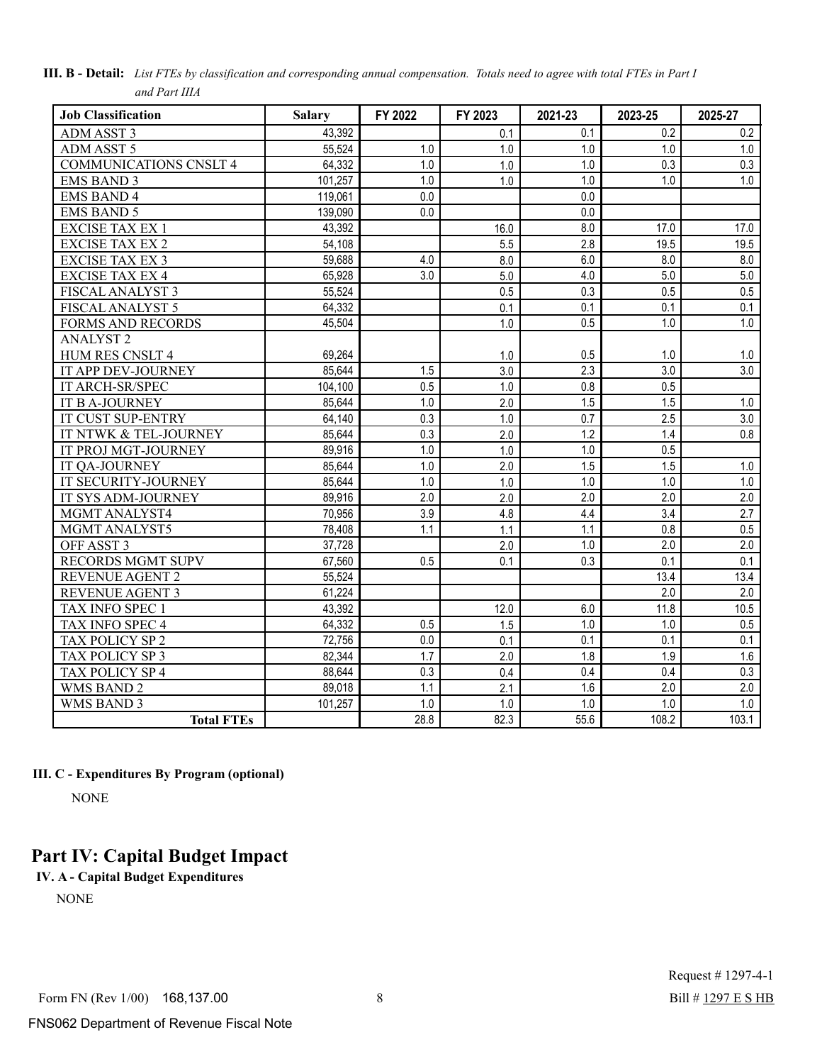**III. B - Detail:** *List FTEs by classification and corresponding annual compensation. Totals need to agree with total FTEs in Part I and Part IIIA*

| Job Classification | Salary | FY 2022 | FY 2023 | 2021-23 | 2023-25 | 2025-27 |
|---|---|---|---|---|---|---|
| ADM ASST 3 | 43,392 | | 0.1 | 0.1 | 0.2 | 0.2 |
| ADM ASST 5 | 55,524 | 1.0 | 1.0 | 1.0 | 1.0 | 1.0 |
| COMMUNICATIONS CNSLT 4 | 64,332 | 1.0 | 1.0 | 1.0 | 0.3 | 0.3 |
| EMS BAND 3 | 101,257 | 1.0 | 1.0 | 1.0 | 1.0 | 1.0 |
| EMS BAND 4 | 119,061 | 0.0 | | 0.0 | | |
| EMS BAND 5 | 139,090 | 0.0 | | 0.0 | | |
| EXCISE TAX EX 1 | 43,392 | | 16.0 | 8.0 | 17.0 | 17.0 |
| EXCISE TAX EX 2 | 54,108 | | 5.5 | 2.8 | 19.5 | 19.5 |
| EXCISE TAX EX 3 | 59,688 | 4.0 | 8.0 | 6.0 | 8.0 | 8.0 |
| EXCISE TAX EX 4 | 65,928 | 3.0 | 5.0 | 4.0 | 5.0 | 5.0 |
| FISCAL ANALYST 3 | 55,524 | | 0.5 | 0.3 | 0.5 | 0.5 |
| FISCAL ANALYST 5 | 64,332 | | 0.1 | 0.1 | 0.1 | 0.1 |
| FORMS AND RECORDS ANALYST 2 | 45,504 | | 1.0 | 0.5 | 1.0 | 1.0 |
| HUM RES CNSLT 4 | 69,264 | | 1.0 | 0.5 | 1.0 | 1.0 |
| IT APP DEV-JOURNEY | 85,644 | 1.5 | 3.0 | 2.3 | 3.0 | 3.0 |
| IT ARCH-SR/SPEC | 104,100 | 0.5 | 1.0 | 0.8 | 0.5 | |
| IT B A-JOURNEY | 85,644 | 1.0 | 2.0 | 1.5 | 1.5 | 1.0 |
| IT CUST SUP-ENTRY | 64,140 | 0.3 | 1.0 | 0.7 | 2.5 | 3.0 |
| IT NTWK & TEL-JOURNEY | 85,644 | 0.3 | 2.0 | 1.2 | 1.4 | 0.8 |
| IT PROJ MGT-JOURNEY | 89,916 | 1.0 | 1.0 | 1.0 | 0.5 | |
| IT QA-JOURNEY | 85,644 | 1.0 | 2.0 | 1.5 | 1.5 | 1.0 |
| IT SECURITY-JOURNEY | 85,644 | 1.0 | 1.0 | 1.0 | 1.0 | 1.0 |
| IT SYS ADM-JOURNEY | 89,916 | 2.0 | 2.0 | 2.0 | 2.0 | 2.0 |
| MGMT ANALYST4 | 70,956 | 3.9 | 4.8 | 4.4 | 3.4 | 2.7 |
| MGMT ANALYST5 | 78,408 | 1.1 | 1.1 | 1.1 | 0.8 | 0.5 |
| OFF ASST 3 | 37,728 | | 2.0 | 1.0 | 2.0 | 2.0 |
| RECORDS MGMT SUPV | 67,560 | 0.5 | 0.1 | 0.3 | 0.1 | 0.1 |
| REVENUE AGENT 2 | 55,524 | | | | 13.4 | 13.4 |
| REVENUE AGENT 3 | 61,224 | | | | 2.0 | 2.0 |
| TAX INFO SPEC 1 | 43,392 | | 12.0 | 6.0 | 11.8 | 10.5 |
| TAX INFO SPEC 4 | 64,332 | 0.5 | 1.5 | 1.0 | 1.0 | 0.5 |
| TAX POLICY SP 2 | 72,756 | 0.0 | 0.1 | 0.1 | 0.1 | 0.1 |
| TAX POLICY SP 3 | 82,344 | 1.7 | 2.0 | 1.8 | 1.9 | 1.6 |
| TAX POLICY SP 4 | 88,644 | 0.3 | 0.4 | 0.4 | 0.4 | 0.3 |
| WMS BAND 2 | 89,018 | 1.1 | 2.1 | 1.6 | 2.0 | 2.0 |
| WMS BAND 3 | 101,257 | 1.0 | 1.0 | 1.0 | 1.0 | 1.0 |
| **Total FTEs** | | 28.8 | 82.3 | 55.6 | 108.2 | 103.1 |

**III. C - Expenditures By Program (optional)**

NONE

# Part IV: Capital Budget Impact

**IV. A - Capital Budget Expenditures**

NONE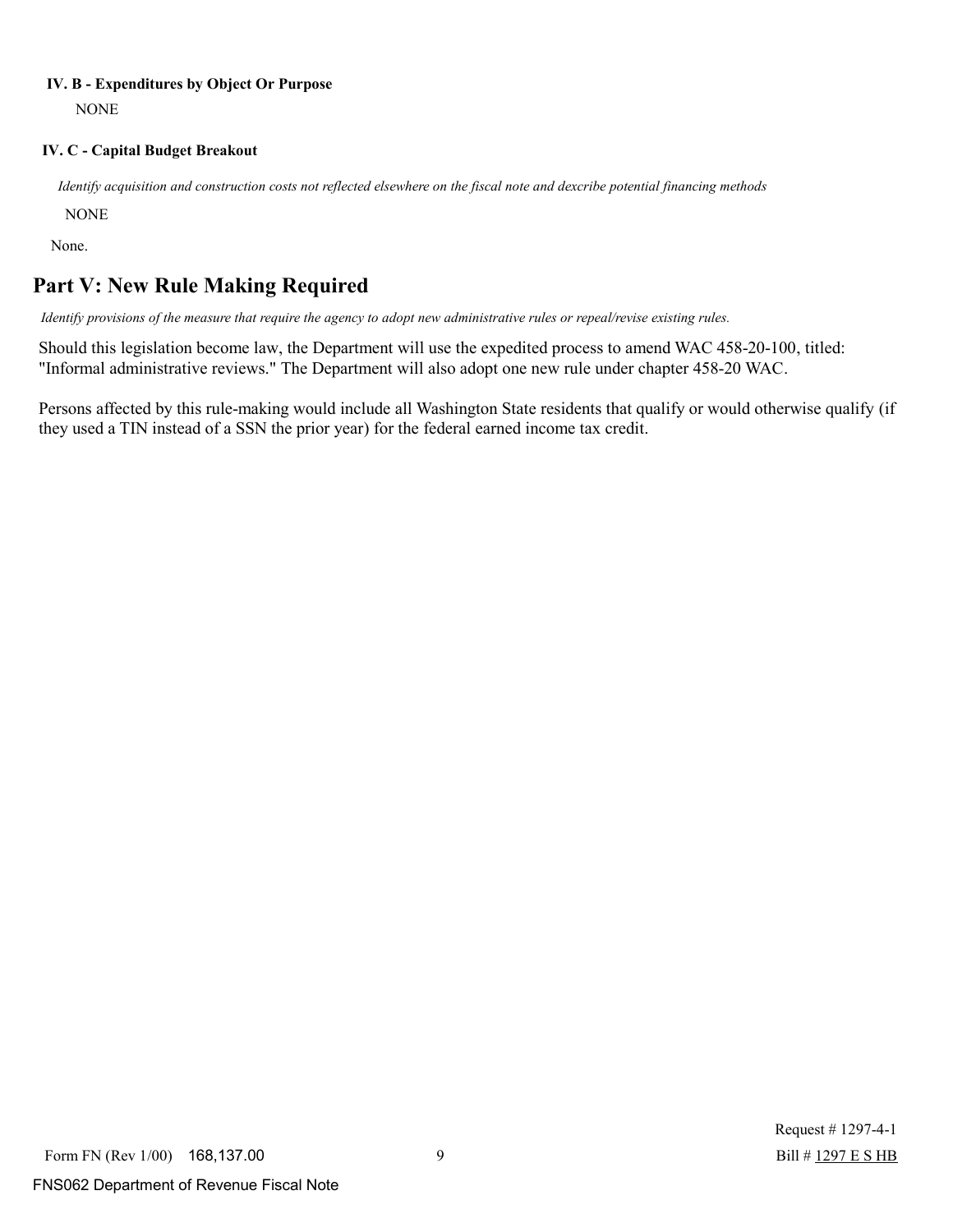### IV. B - Expenditures by Object Or Purpose

NONE

### IV. C - Capital Budget Breakout

*Identify acquisition and construction costs not reflected elsewhere on the fiscal note and dexcribe potential financing methods*

NONE

None.

## Part V: New Rule Making Required

*Identify provisions of the measure that require the agency to adopt new administrative rules or repeal/revise existing rules.*

Should this legislation become law, the Department will use the expedited process to amend WAC 458-20-100, titled: "Informal administrative reviews." The Department will also adopt one new rule under chapter 458-20 WAC.

Persons affected by this rule-making would include all Washington State residents that qualify or would otherwise qualify (if they used a TIN instead of a SSN the prior year) for the federal earned income tax credit.